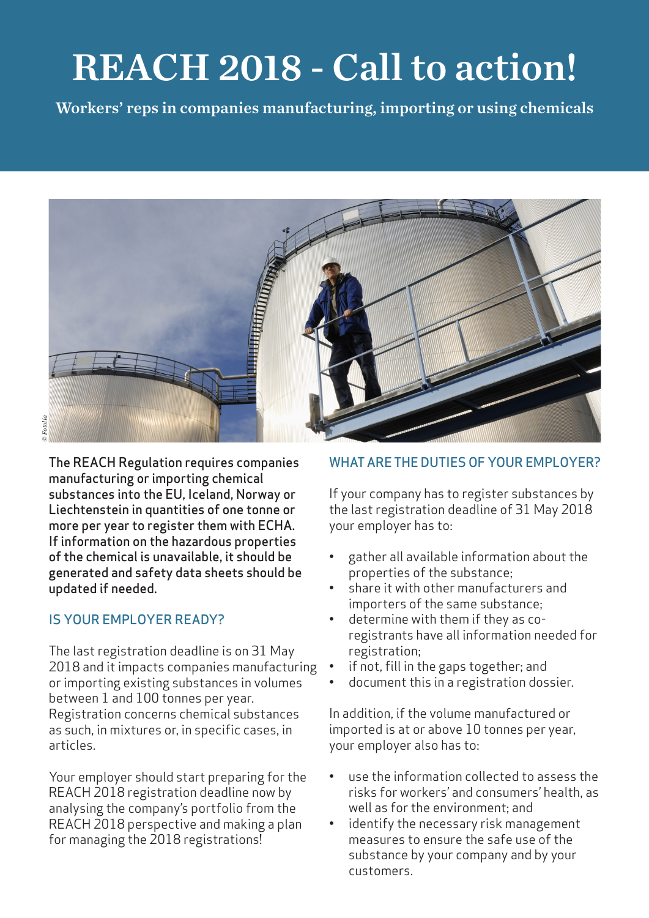# REACH 2018 - Call to action!

**Workers' reps in companies manufacturing, importing or using chemicals**

**The REACH Regulation requires companies manufacturing or importing chemical substances into the EU, Iceland, Norway or Liechtenstein in quantities of one tonne or more per year to register them with ECHA. If information on the hazardous properties of the chemical is unavailable, it should be generated and safety data sheets should be updated if needed.**

## IS YOUR EMPLOYER READY?

The last registration deadline is on 31 May 2018 and it impacts companies manufacturing or importing existing substances in volumes between 1 and 100 tonnes per year. Registration concerns chemical substances as such, in mixtures or, in specific cases, in articles.

Your employer should start preparing for the REACH 2018 registration deadline now by analysing the company's portfolio from the REACH 2018 perspective and making a plan for managing the 2018 registrations!

## WHAT ARE THE DUTIES OF YOUR EMPLOYER?

If your company has to register substances by the last registration deadline of 31 May 2018 your employer has to:

- gather all available information about the properties of the substance;
- share it with other manufacturers and importers of the same substance;
- determine with them if they as co-registrants have all information needed for registration;
- if not, fill in the gaps together; and
- document this in a registration dossier.

In addition, if the volume manufactured or imported is at or above 10 tonnes per year, your employer also has to:

- use the information collected to assess the risks for workers' and consumers' health, as well as for the environment; and
- identify the necessary risk management measures to ensure the safe use of the substance by your company and by your customers.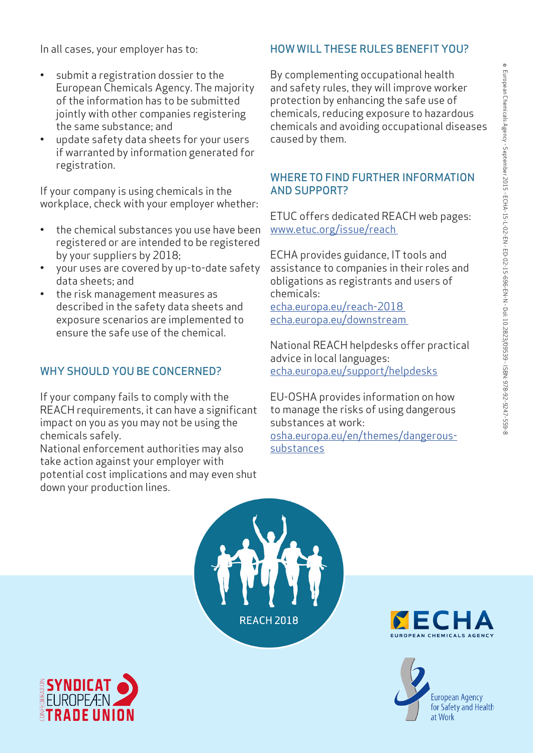In all cases, your employer has to:

- submit a registration dossier to the European Chemicals Agency. The majority of the information has to be submitted jointly with other companies registering the same substance; and
- update safety data sheets for your users if warranted by information generated for registration.

If your company is using chemicals in the workplace, check with your employer whether:

- the chemical substances you use have been registered or are intended to be registered by your suppliers by 2018;
- your uses are covered by up-to-date safety data sheets; and
- the risk management measures as described in the safety data sheets and exposure scenarios are implemented to ensure the safe use of the chemical.

## WHY SHOULD YOU BE CONCERNED?

If your company fails to comply with the REACH requirements, it can have a significant impact on you as you may not be using the chemicals safely.
National enforcement authorities may also take action against your employer with potential cost implications and may even shut down your production lines.

## HOW WILL THESE RULES BENEFIT YOU?

By complementing occupational health and safety rules, they will improve worker protection by enhancing the safe use of chemicals, reducing exposure to hazardous chemicals and avoiding occupational diseases caused by them.

## WHERE TO FIND FURTHER INFORMATION AND SUPPORT?

ETUC offers dedicated REACH web pages:
www.etuc.org/issue/reach

ECHA provides guidance, IT tools and assistance to companies in their roles and obligations as registrants and users of chemicals:
echa.europa.eu/reach-2018
echa.europa.eu/downstream

National REACH helpdesks offer practical advice in local languages:
echa.europa.eu/support/helpdesks

EU-OSHA provides information on how to manage the risks of using dangerous substances at work:
osha.europa.eu/en/themes/dangerous-substances

REACH 2018

© European Chemicals Agency - September 2015 - ECHA-15-L-02-EN - ED-02-15-696-EN-N - DoI: 10.2823/09539 - ISBN: 978-92-9247-559-8